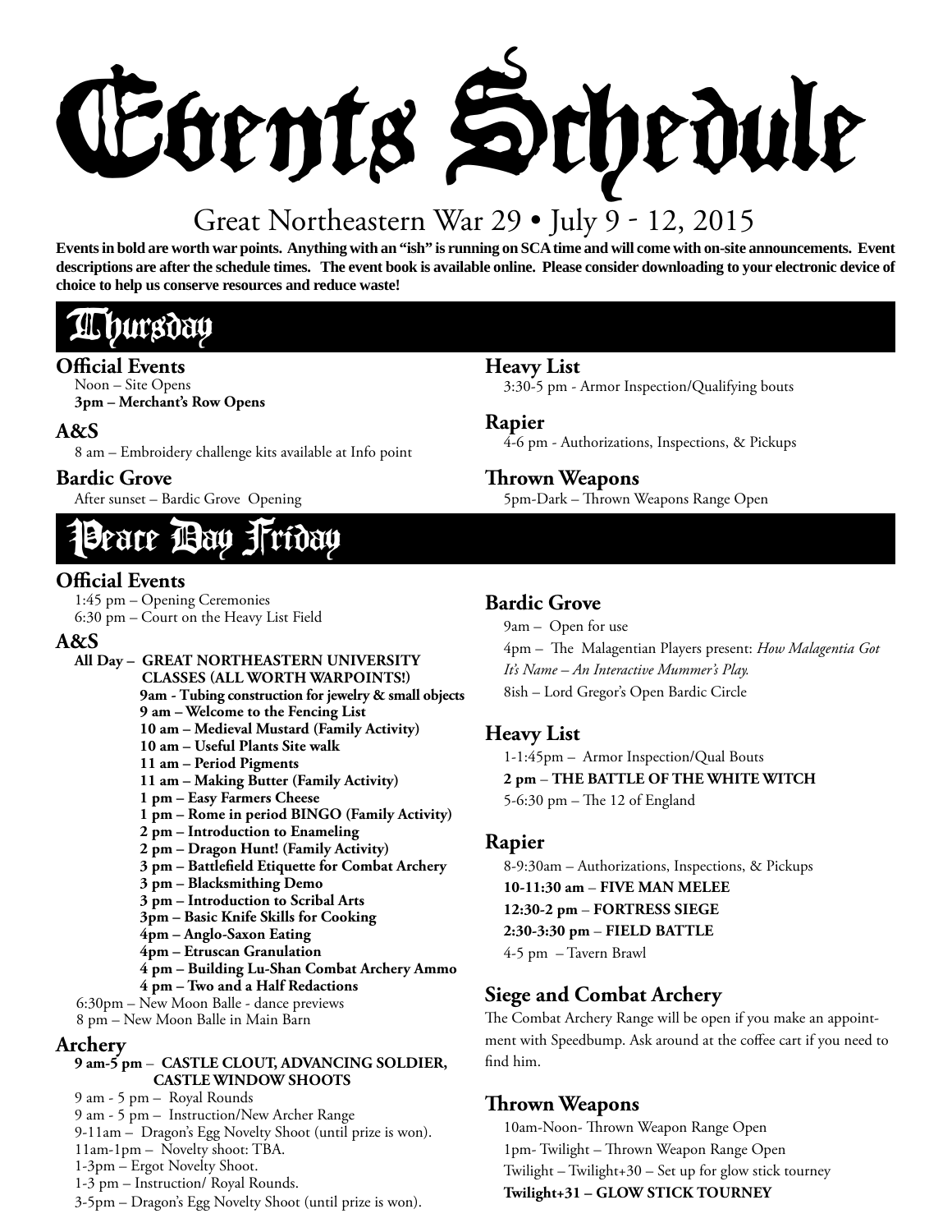# Events Schedule

Great Northeastern War 29 • July 9 - 12, 2015

**Events in bold are worth war points. Anything with an "ish" is running on SCA time and will come with on-site announcements. Event descriptions are after the schedule times. The event book is available online. Please consider downloading to your electronic device of choice to help us conserve resources and reduce waste!**

## Thursday

### Official Events

Noon – Site Opens
**3pm – Merchant's Row Opens**

### A&S

8 am – Embroidery challenge kits available at Info point

### Bardic Grove

After sunset – Bardic Grove Opening

### Heavy List

3:30-5 pm - Armor Inspection/Qualifying bouts

### Rapier

4-6 pm - Authorizations, Inspections, & Pickups

### Thrown Weapons

5pm-Dark – Thrown Weapons Range Open

## Peace Day Friday

### Official Events

1:45 pm – Opening Ceremonies
6:30 pm – Court on the Heavy List Field

### A&S

**All Day – GREAT NORTHEASTERN UNIVERSITY CLASSES (ALL WORTH WARPOINTS!)**
**9am - Tubing construction for jewelry & small objects**
**9 am – Welcome to the Fencing List**
**10 am – Medieval Mustard (Family Activity)**
**10 am – Useful Plants Site walk**
**11 am – Period Pigments**
**11 am – Making Butter (Family Activity)**
**1 pm – Easy Farmers Cheese**
**1 pm – Rome in period BINGO (Family Activity)**
**2 pm – Introduction to Enameling**
**2 pm – Dragon Hunt! (Family Activity)**
**3 pm – Battlefield Etiquette for Combat Archery**
**3 pm – Blacksmithing Demo**
**3 pm – Introduction to Scribal Arts**
**3pm – Basic Knife Skills for Cooking**
**4pm – Anglo-Saxon Eating**
**4pm – Etruscan Granulation**
**4 pm – Building Lu-Shan Combat Archery Ammo**
**4 pm – Two and a Half Redactions**
6:30pm – New Moon Balle - dance previews
8 pm – New Moon Balle in Main Barn

### Archery

**9 am-5 pm – CASTLE CLOUT, ADVANCING SOLDIER, CASTLE WINDOW SHOOTS**
9 am - 5 pm – Royal Rounds
9 am - 5 pm – Instruction/New Archer Range
9-11am – Dragon's Egg Novelty Shoot (until prize is won).
11am-1pm – Novelty shoot: TBA.
1-3pm – Ergot Novelty Shoot.
1-3 pm – Instruction/ Royal Rounds.
3-5pm – Dragon's Egg Novelty Shoot (until prize is won).

### Bardic Grove

9am – Open for use
4pm – The Malagentian Players present: *How Malagentia Got It's Name – An Interactive Mummer's Play.*
8ish – Lord Gregor's Open Bardic Circle

### Heavy List

1-1:45pm – Armor Inspection/Qual Bouts
**2 pm – THE BATTLE OF THE WHITE WITCH**
5-6:30 pm – The 12 of England

### Rapier

8-9:30am – Authorizations, Inspections, & Pickups
**10-11:30 am – FIVE MAN MELEE**
**12:30-2 pm – FORTRESS SIEGE**
**2:30-3:30 pm – FIELD BATTLE**
4-5 pm – Tavern Brawl

### Siege and Combat Archery

The Combat Archery Range will be open if you make an appointment with Speedbump. Ask around at the coffee cart if you need to find him.

### Thrown Weapons

10am-Noon- Thrown Weapon Range Open
1pm- Twilight – Thrown Weapon Range Open
Twilight – Twilight+30 – Set up for glow stick tourney
**Twilight+31 – GLOW STICK TOURNEY**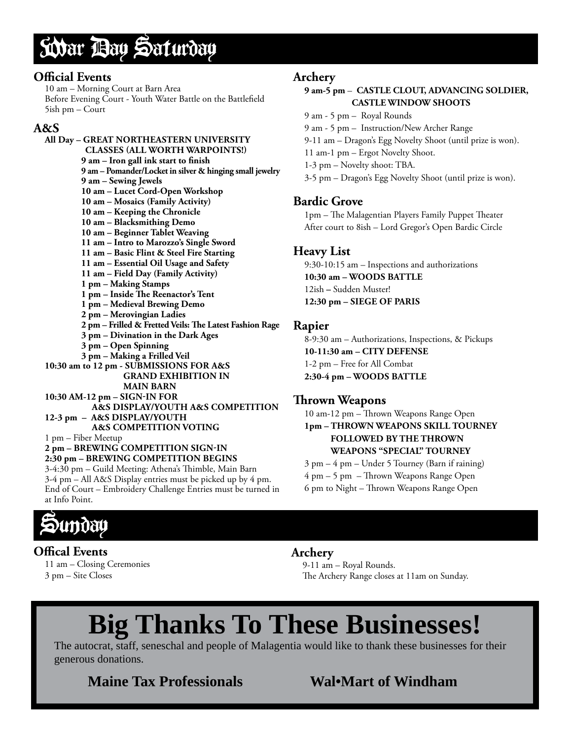# War Day Saturday

## Official Events

10 am – Morning Court at Barn Area
Before Evening Court - Youth Water Battle on the Battlefield
5ish pm – Court

## A&S

**All Day – GREAT NORTHEASTERN UNIVERSITY CLASSES (ALL WORTH WARPOINTS!)**

- **9 am – Iron gall ink start to finish**
- **9 am – Pomander/Locket in silver & hinging small jewelry**
- **9 am – Sewing Jewels**
- **10 am – Lucet Cord-Open Workshop**
- **10 am – Mosaics (Family Activity)**
- **10 am – Keeping the Chronicle**
- **10 am – Blacksmithing Demo**
- **10 am – Beginner Tablet Weaving**
- **11 am – Intro to Marozzo's Single Sword**
- **11 am – Basic Flint & Steel Fire Starting**
- **11 am – Essential Oil Usage and Safety**
- **11 am – Field Day (Family Activity)**
- **1 pm – Making Stamps**
- **1 pm – Inside The Reenactor's Tent**
- **1 pm – Medieval Brewing Demo**
- **2 pm – Merovingian Ladies**
- **2 pm – Frilled & Fretted Veils: The Latest Fashion Rage**
- **3 pm – Divination in the Dark Ages**
- **3 pm – Open Spinning**
- **3 pm – Making a Frilled Veil**

**10:30 am to 12 pm - SUBMISSIONS FOR A&S GRAND EXHIBITION IN MAIN BARN**
**10:30 AM-12 pm – SIGN-IN FOR A&S DISPLAY/YOUTH A&S COMPETITION**
**12-3 pm – A&S DISPLAY/YOUTH A&S COMPETITION VOTING**
1 pm – Fiber Meetup
**2 pm – BREWING COMPETITION SIGN-IN**
**2:30 pm – BREWING COMPETITION BEGINS**
3-4:30 pm – Guild Meeting: Athena's Thimble, Main Barn
3-4 pm – All A&S Display entries must be picked up by 4 pm.
End of Court – Embroidery Challenge Entries must be turned in at Info Point.

## Archery

**9 am-5 pm – CASTLE CLOUT, ADVANCING SOLDIER, CASTLE WINDOW SHOOTS**
9 am - 5 pm – Royal Rounds
9 am - 5 pm – Instruction/New Archer Range
9-11 am – Dragon's Egg Novelty Shoot (until prize is won).
11 am-1 pm – Ergot Novelty Shoot.
1-3 pm – Novelty shoot: TBA.
3-5 pm – Dragon's Egg Novelty Shoot (until prize is won).

## Bardic Grove

1pm – The Malagentian Players Family Puppet Theater
After court to 8ish – Lord Gregor's Open Bardic Circle

## Heavy List

9:30-10:15 am – Inspections and authorizations
**10:30 am – WOODS BATTLE**
12ish – Sudden Muster!
**12:30 pm – SIEGE OF PARIS**

## Rapier

8-9:30 am – Authorizations, Inspections, & Pickups
**10-11:30 am – CITY DEFENSE**
1-2 pm – Free for All Combat
**2:30-4 pm – WOODS BATTLE**

## Thrown Weapons

10 am-12 pm – Thrown Weapons Range Open
**1pm – THROWN WEAPONS SKILL TOURNEY FOLLOWED BY THE THROWN WEAPONS "SPECIAL" TOURNEY**
3 pm – 4 pm – Under 5 Tourney (Barn if raining)
4 pm – 5 pm – Thrown Weapons Range Open
6 pm to Night – Thrown Weapons Range Open

# Sunday

## Offical Events

11 am – Closing Ceremonies
3 pm – Site Closes

## Archery

9-11 am – Royal Rounds.
The Archery Range closes at 11am on Sunday.

# Big Thanks To These Businesses!

The autocrat, staff, seneschal and people of Malagentia would like to thank these businesses for their generous donations.

**Maine Tax Professionals**

**Wal•Mart of Windham**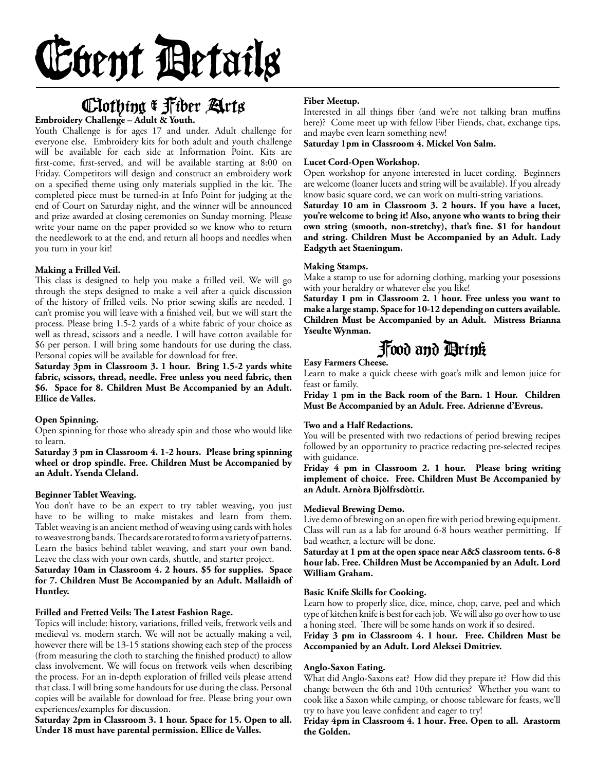# Event Details

## Clothing & Fiber Arts

**Embroidery Challenge – Adult & Youth.**

Youth Challenge is for ages 17 and under. Adult challenge for everyone else. Embroidery kits for both adult and youth challenge will be available for each side at Information Point. Kits are first-come, first-served, and will be available starting at 8:00 on Friday. Competitors will design and construct an embroidery work on a specified theme using only materials supplied in the kit. The completed piece must be turned-in at Info Point for judging at the end of Court on Saturday night, and the winner will be announced and prize awarded at closing ceremonies on Sunday morning. Please write your name on the paper provided so we know who to return the needlework to at the end, and return all hoops and needles when you turn in your kit!

**Making a Frilled Veil.**

This class is designed to help you make a frilled veil. We will go through the steps designed to make a veil after a quick discussion of the history of frilled veils. No prior sewing skills are needed. I can't promise you will leave with a finished veil, but we will start the process. Please bring 1.5-2 yards of a white fabric of your choice as well as thread, scissors and a needle. I will have cotton available for $6 per person. I will bring some handouts for use during the class. Personal copies will be available for download for free.

**Saturday 3pm in Classroom 3. 1 hour. Bring 1.5-2 yards white fabric, scissors, thread, needle. Free unless you need fabric, then $6. Space for 8. Children Must Be Accompanied by an Adult. Ellice de Valles.**

**Open Spinning.**

Open spinning for those who already spin and those who would like to learn.

**Saturday 3 pm in Classroom 4. 1-2 hours. Please bring spinning wheel or drop spindle. Free. Children Must be Accompanied by an Adult. Ysenda Cleland.**

**Beginner Tablet Weaving.**

You don't have to be an expert to try tablet weaving, you just have to be willing to make mistakes and learn from them. Tablet weaving is an ancient method of weaving using cards with holes to weave strong bands. The cards are rotated to form a variety of patterns. Learn the basics behind tablet weaving, and start your own band. Leave the class with your own cards, shuttle, and starter project.

**Saturday 10am in Classroom 4. 2 hours. $5 for supplies. Space for 7. Children Must Be Accompanied by an Adult. Mallaidh of Huntley.**

**Frilled and Fretted Veils: The Latest Fashion Rage.**

Topics will include: history, variations, frilled veils, fretwork veils and medieval vs. modern starch. We will not be actually making a veil, however there will be 13-15 stations showing each step of the process (from measuring the cloth to starching the finished product) to allow class involvement. We will focus on fretwork veils when describing the process. For an in-depth exploration of frilled veils please attend that class. I will bring some handouts for use during the class. Personal copies will be available for download for free. Please bring your own experiences/examples for discussion.

**Saturday 2pm in Classroom 3. 1 hour. Space for 15. Open to all. Under 18 must have parental permission. Ellice de Valles.**

**Fiber Meetup.**

Interested in all things fiber (and we're not talking bran muffins here)? Come meet up with fellow Fiber Fiends, chat, exchange tips, and maybe even learn something new!

**Saturday 1pm in Classroom 4. Mickel Von Salm.**

**Lucet Cord-Open Workshop.**

Open workshop for anyone interested in lucet cording. Beginners are welcome (loaner lucets and string will be available). If you already know basic square cord, we can work on multi-string variations.

**Saturday 10 am in Classroom 3. 2 hours. If you have a lucet, you're welcome to bring it! Also, anyone who wants to bring their own string (smooth, non-stretchy), that's fine. $1 for handout and string. Children Must be Accompanied by an Adult. Lady Eadgyth aet Staeningum.**

**Making Stamps.**

Make a stamp to use for adorning clothing, marking your posessions with your heraldry or whatever else you like!

**Saturday 1 pm in Classroom 2. 1 hour. Free unless you want to make a large stamp. Space for 10-12 depending on cutters available. Children Must be Accompanied by an Adult. Mistress Brianna Yseulte Wynman.**

## Food and Drink

**Easy Farmers Cheese.**

Learn to make a quick cheese with goat's milk and lemon juice for feast or family.

**Friday 1 pm in the Back room of the Barn. 1 Hour. Children Must Be Accompanied by an Adult. Free. Adrienne d'Evreus.**

**Two and a Half Redactions.**

You will be presented with two redactions of period brewing recipes followed by an opportunity to practice redacting pre-selected recipes with guidance.

**Friday 4 pm in Classroom 2. 1 hour. Please bring writing implement of choice. Free. Children Must Be Accompanied by an Adult. Arnòra Bjòlfrsdòttir.**

**Medieval Brewing Demo.**

Live demo of brewing on an open fire with period brewing equipment. Class will run as a lab for around 6-8 hours weather permitting. If bad weather, a lecture will be done.

**Saturday at 1 pm at the open space near A&S classroom tents. 6-8 hour lab. Free. Children Must be Accompanied by an Adult. Lord William Graham.**

**Basic Knife Skills for Cooking.**

Learn how to properly slice, dice, mince, chop, carve, peel and which type of kitchen knife is best for each job. We will also go over how to use a honing steel. There will be some hands on work if so desired.

**Friday 3 pm in Classroom 4. 1 hour. Free. Children Must be Accompanied by an Adult. Lord Aleksei Dmitriev.**

**Anglo-Saxon Eating.**

What did Anglo-Saxons eat? How did they prepare it? How did this change between the 6th and 10th centuries? Whether you want to cook like a Saxon while camping, or choose tableware for feasts, we'll try to have you leave confident and eager to try!

**Friday 4pm in Classroom 4. 1 hour. Free. Open to all. Arastorm the Golden.**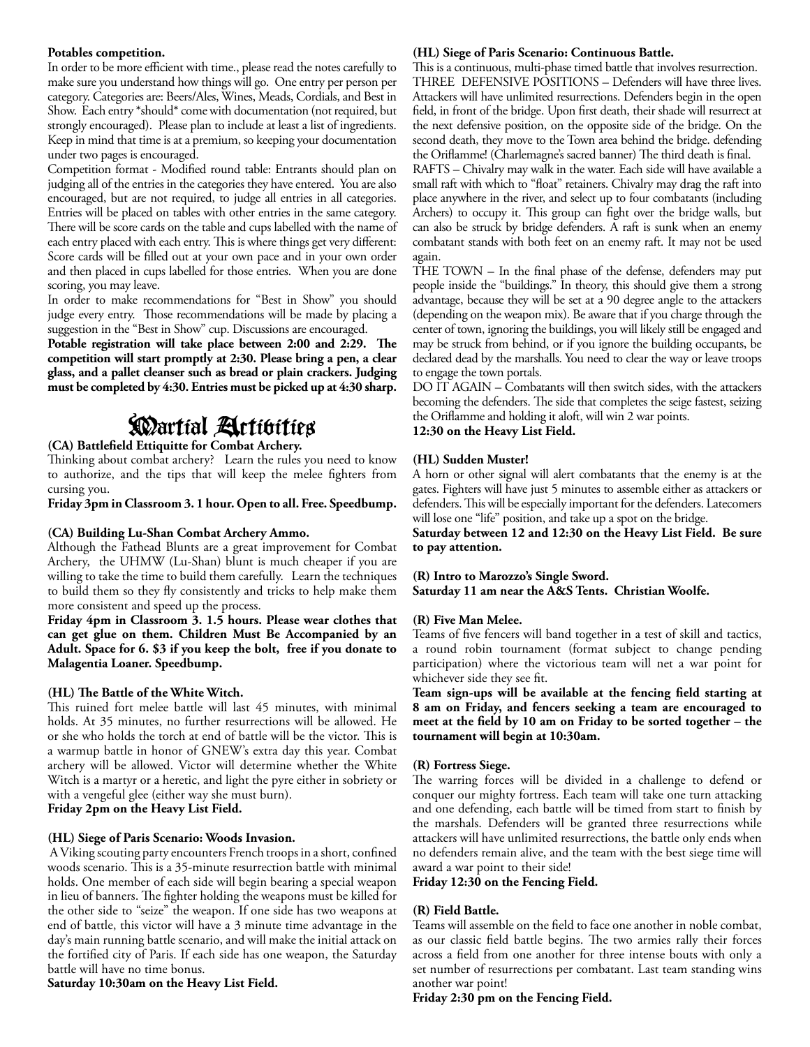**Potables competition.**

In order to be more efficient with time., please read the notes carefully to make sure you understand how things will go. One entry per person per category. Categories are: Beers/Ales, Wines, Meads, Cordials, and Best in Show. Each entry *should* come with documentation (not required, but strongly encouraged). Please plan to include at least a list of ingredients. Keep in mind that time is at a premium, so keeping your documentation under two pages is encouraged.

Competition format - Modified round table: Entrants should plan on judging all of the entries in the categories they have entered. You are also encouraged, but are not required, to judge all entries in all categories. Entries will be placed on tables with other entries in the same category. There will be score cards on the table and cups labelled with the name of each entry placed with each entry. This is where things get very different: Score cards will be filled out at your own pace and in your own order and then placed in cups labelled for those entries. When you are done scoring, you may leave.

In order to make recommendations for "Best in Show" you should judge every entry. Those recommendations will be made by placing a suggestion in the "Best in Show" cup. Discussions are encouraged.

**Potable registration will take place between 2:00 and 2:29. The competition will start promptly at 2:30. Please bring a pen, a clear glass, and a pallet cleanser such as bread or plain crackers. Judging must be completed by 4:30. Entries must be picked up at 4:30 sharp.**

# Martial Activities

**(CA) Battlefield Ettiquitte for Combat Archery.**

Thinking about combat archery? Learn the rules you need to know to authorize, and the tips that will keep the melee fighters from cursing you.

**Friday 3pm in Classroom 3. 1 hour. Open to all. Free. Speedbump.**

**(CA) Building Lu-Shan Combat Archery Ammo.**

Although the Fathead Blunts are a great improvement for Combat Archery, the UHMW (Lu-Shan) blunt is much cheaper if you are willing to take the time to build them carefully. Learn the techniques to build them so they fly consistently and tricks to help make them more consistent and speed up the process.

**Friday 4pm in Classroom 3. 1.5 hours. Please wear clothes that can get glue on them. Children Must Be Accompanied by an Adult. Space for 6. $3 if you keep the bolt, free if you donate to Malagentia Loaner. Speedbump.**

**(HL) The Battle of the White Witch.**

This ruined fort melee battle will last 45 minutes, with minimal holds. At 35 minutes, no further resurrections will be allowed. He or she who holds the torch at end of battle will be the victor. This is a warmup battle in honor of GNEW's extra day this year. Combat archery will be allowed. Victor will determine whether the White Witch is a martyr or a heretic, and light the pyre either in sobriety or with a vengeful glee (either way she must burn).

**Friday 2pm on the Heavy List Field.**

**(HL) Siege of Paris Scenario: Woods Invasion.**

A Viking scouting party encounters French troops in a short, confined woods scenario. This is a 35-minute resurrection battle with minimal holds. One member of each side will begin bearing a special weapon in lieu of banners. The fighter holding the weapons must be killed for the other side to "seize" the weapon. If one side has two weapons at end of battle, this victor will have a 3 minute time advantage in the day's main running battle scenario, and will make the initial attack on the fortified city of Paris. If each side has one weapon, the Saturday battle will have no time bonus.

**Saturday 10:30am on the Heavy List Field.**

**(HL) Siege of Paris Scenario: Continuous Battle.**

This is a continuous, multi-phase timed battle that involves resurrection.

THREE DEFENSIVE POSITIONS – Defenders will have three lives. Attackers will have unlimited resurrections. Defenders begin in the open field, in front of the bridge. Upon first death, their shade will resurrect at the next defensive position, on the opposite side of the bridge. On the second death, they move to the Town area behind the bridge. defending the Oriflamme! (Charlemagne's sacred banner) The third death is final.

RAFTS – Chivalry may walk in the water. Each side will have available a small raft with which to "float" retainers. Chivalry may drag the raft into place anywhere in the river, and select up to four combatants (including Archers) to occupy it. This group can fight over the bridge walls, but can also be struck by bridge defenders. A raft is sunk when an enemy combatant stands with both feet on an enemy raft. It may not be used again.

THE TOWN – In the final phase of the defense, defenders may put people inside the "buildings." In theory, this should give them a strong advantage, because they will be set at a 90 degree angle to the attackers (depending on the weapon mix). Be aware that if you charge through the center of town, ignoring the buildings, you will likely still be engaged and may be struck from behind, or if you ignore the building occupants, be declared dead by the marshalls. You need to clear the way or leave troops to engage the town portals.

DO IT AGAIN – Combatants will then switch sides, with the attackers becoming the defenders. The side that completes the seige fastest, seizing the Oriflamme and holding it aloft, will win 2 war points.

**12:30 on the Heavy List Field.**

**(HL) Sudden Muster!**

A horn or other signal will alert combatants that the enemy is at the gates. Fighters will have just 5 minutes to assemble either as attackers or defenders. This will be especially important for the defenders. Latecomers will lose one "life" position, and take up a spot on the bridge.

**Saturday between 12 and 12:30 on the Heavy List Field. Be sure to pay attention.**

**(R) Intro to Marozzo's Single Sword.**

**Saturday 11 am near the A&S Tents. Christian Woolfe.**

**(R) Five Man Melee.**

Teams of five fencers will band together in a test of skill and tactics, a round robin tournament (format subject to change pending participation) where the victorious team will net a war point for whichever side they see fit.

**Team sign-ups will be available at the fencing field starting at 8 am on Friday, and fencers seeking a team are encouraged to meet at the field by 10 am on Friday to be sorted together – the tournament will begin at 10:30am.**

**(R) Fortress Siege.**

The warring forces will be divided in a challenge to defend or conquer our mighty fortress. Each team will take one turn attacking and one defending, each battle will be timed from start to finish by the marshals. Defenders will be granted three resurrections while attackers will have unlimited resurrections, the battle only ends when no defenders remain alive, and the team with the best siege time will award a war point to their side!

**Friday 12:30 on the Fencing Field.**

**(R) Field Battle.**

Teams will assemble on the field to face one another in noble combat, as our classic field battle begins. The two armies rally their forces across a field from one another for three intense bouts with only a set number of resurrections per combatant. Last team standing wins another war point!

**Friday 2:30 pm on the Fencing Field.**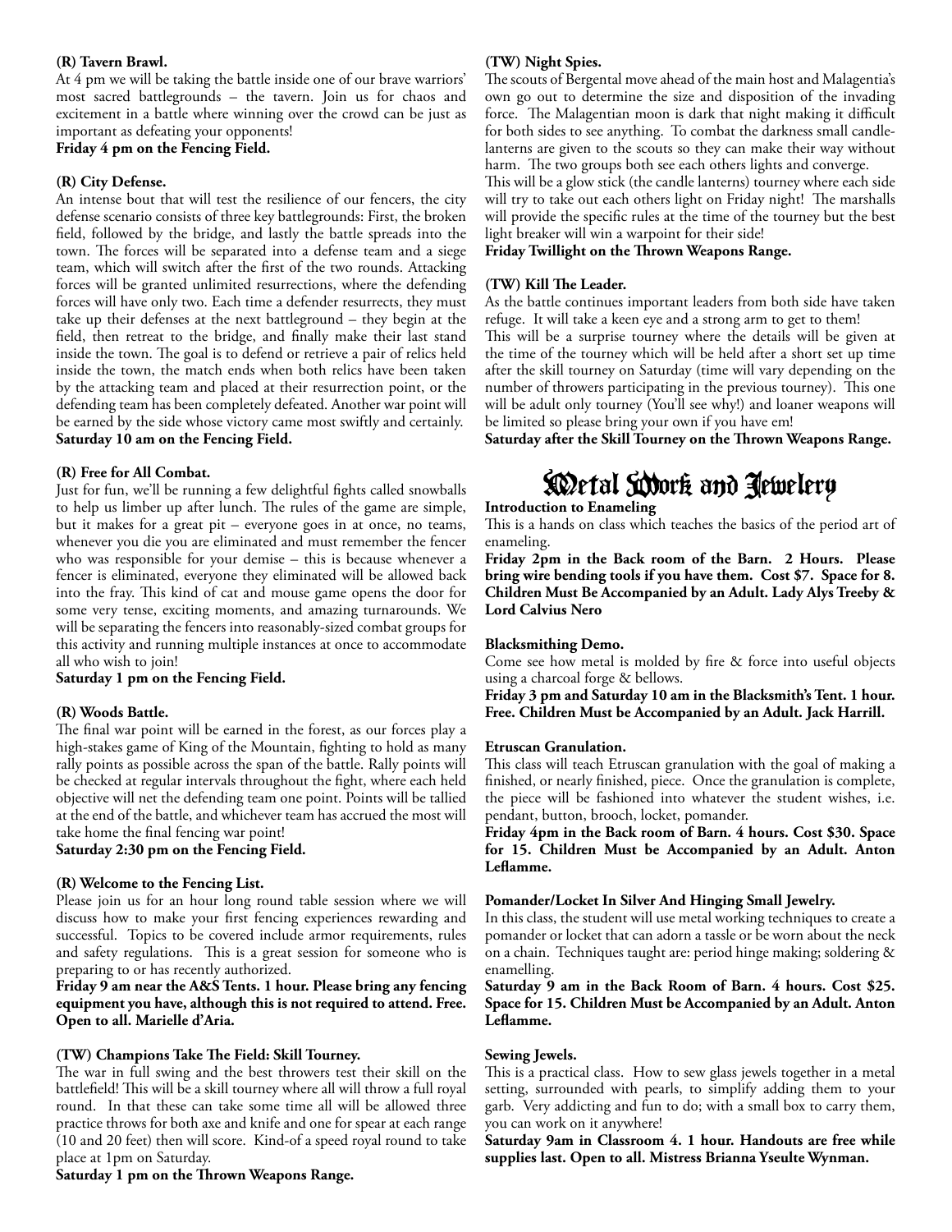### (R) Tavern Brawl.

At 4 pm we will be taking the battle inside one of our brave warriors' most sacred battlegrounds – the tavern. Join us for chaos and excitement in a battle where winning over the crowd can be just as important as defeating your opponents!

**Friday 4 pm on the Fencing Field.**

### (R) City Defense.

An intense bout that will test the resilience of our fencers, the city defense scenario consists of three key battlegrounds: First, the broken field, followed by the bridge, and lastly the battle spreads into the town. The forces will be separated into a defense team and a siege team, which will switch after the first of the two rounds. Attacking forces will be granted unlimited resurrections, where the defending forces will have only two. Each time a defender resurrects, they must take up their defenses at the next battleground – they begin at the field, then retreat to the bridge, and finally make their last stand inside the town. The goal is to defend or retrieve a pair of relics held inside the town, the match ends when both relics have been taken by the attacking team and placed at their resurrection point, or the defending team has been completely defeated. Another war point will be earned by the side whose victory came most swiftly and certainly.

**Saturday 10 am on the Fencing Field.**

### (R) Free for All Combat.

Just for fun, we'll be running a few delightful fights called snowballs to help us limber up after lunch. The rules of the game are simple, but it makes for a great pit – everyone goes in at once, no teams, whenever you die you are eliminated and must remember the fencer who was responsible for your demise – this is because whenever a fencer is eliminated, everyone they eliminated will be allowed back into the fray. This kind of cat and mouse game opens the door for some very tense, exciting moments, and amazing turnarounds. We will be separating the fencers into reasonably-sized combat groups for this activity and running multiple instances at once to accommodate all who wish to join!

**Saturday 1 pm on the Fencing Field.**

### (R) Woods Battle.

The final war point will be earned in the forest, as our forces play a high-stakes game of King of the Mountain, fighting to hold as many rally points as possible across the span of the battle. Rally points will be checked at regular intervals throughout the fight, where each held objective will net the defending team one point. Points will be tallied at the end of the battle, and whichever team has accrued the most will take home the final fencing war point!

**Saturday 2:30 pm on the Fencing Field.**

### (R) Welcome to the Fencing List.

Please join us for an hour long round table session where we will discuss how to make your first fencing experiences rewarding and successful. Topics to be covered include armor requirements, rules and safety regulations. This is a great session for someone who is preparing to or has recently authorized.

**Friday 9 am near the A&S Tents. 1 hour. Please bring any fencing equipment you have, although this is not required to attend. Free. Open to all. Marielle d'Aria.**

### (TW) Champions Take The Field: Skill Tourney.

The war in full swing and the best throwers test their skill on the battlefield! This will be a skill tourney where all will throw a full royal round. In that these can take some time all will be allowed three practice throws for both axe and knife and one for spear at each range (10 and 20 feet) then will score. Kind-of a speed royal round to take place at 1pm on Saturday.

**Saturday 1 pm on the Thrown Weapons Range.**

### (TW) Night Spies.

The scouts of Bergental move ahead of the main host and Malagentia's own go out to determine the size and disposition of the invading force. The Malagentian moon is dark that night making it difficult for both sides to see anything. To combat the darkness small candle-lanterns are given to the scouts so they can make their way without harm. The two groups both see each others lights and converge.

This will be a glow stick (the candle lanterns) tourney where each side will try to take out each others light on Friday night! The marshalls will provide the specific rules at the time of the tourney but the best light breaker will win a warpoint for their side!

**Friday Twillight on the Thrown Weapons Range.**

### (TW) Kill The Leader.

As the battle continues important leaders from both side have taken refuge. It will take a keen eye and a strong arm to get to them!

This will be a surprise tourney where the details will be given at the time of the tourney which will be held after a short set up time after the skill tourney on Saturday (time will vary depending on the number of throwers participating in the previous tourney). This one will be adult only tourney (You'll see why!) and loaner weapons will be limited so please bring your own if you have em!

**Saturday after the Skill Tourney on the Thrown Weapons Range.**

## Metal Work and Jewelery

### Introduction to Enameling

This is a hands on class which teaches the basics of the period art of enameling.

**Friday 2pm in the Back room of the Barn. 2 Hours. Please bring wire bending tools if you have them. Cost $7. Space for 8. Children Must Be Accompanied by an Adult. Lady Alys Treeby & Lord Calvius Nero**

### Blacksmithing Demo.

Come see how metal is molded by fire & force into useful objects using a charcoal forge & bellows.

**Friday 3 pm and Saturday 10 am in the Blacksmith's Tent. 1 hour. Free. Children Must be Accompanied by an Adult. Jack Harrill.**

### Etruscan Granulation.

This class will teach Etruscan granulation with the goal of making a finished, or nearly finished, piece. Once the granulation is complete, the piece will be fashioned into whatever the student wishes, i.e. pendant, button, brooch, locket, pomander.

**Friday 4pm in the Back room of Barn. 4 hours. Cost $30. Space for 15. Children Must be Accompanied by an Adult. Anton Leflamme.**

### Pomander/Locket In Silver And Hinging Small Jewelry.

In this class, the student will use metal working techniques to create a pomander or locket that can adorn a tassle or be worn about the neck on a chain. Techniques taught are: period hinge making; soldering & enamelling.

**Saturday 9 am in the Back Room of Barn. 4 hours. Cost $25. Space for 15. Children Must be Accompanied by an Adult. Anton Leflamme.**

### Sewing Jewels.

This is a practical class. How to sew glass jewels together in a metal setting, surrounded with pearls, to simplify adding them to your garb. Very addicting and fun to do; with a small box to carry them, you can work on it anywhere!

**Saturday 9am in Classroom 4. 1 hour. Handouts are free while supplies last. Open to all. Mistress Brianna Yseulte Wynman.**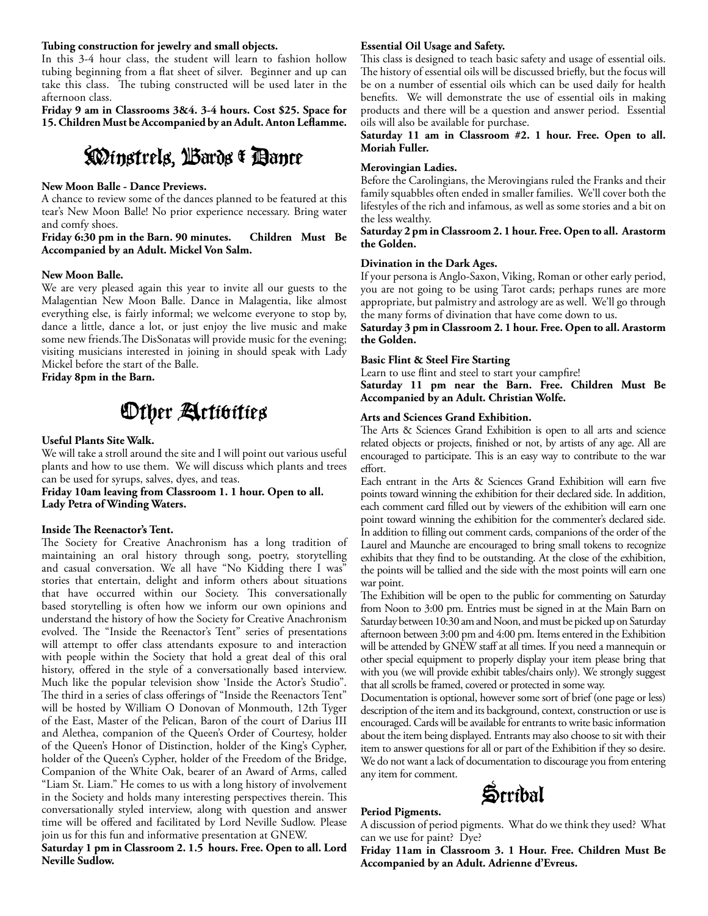**Tubing construction for jewelry and small objects.**

In this 3-4 hour class, the student will learn to fashion hollow tubing beginning from a flat sheet of silver. Beginner and up can take this class. The tubing constructed will be used later in the afternoon class.

**Friday 9 am in Classrooms 3&4. 3-4 hours. Cost $25. Space for 15. Children Must be Accompanied by an Adult. Anton Leflamme.**

## Minstrels, Bards & Dance

**New Moon Balle - Dance Previews.**

A chance to review some of the dances planned to be featured at this tear's New Moon Balle! No prior experience necessary. Bring water and comfy shoes.

**Friday 6:30 pm in the Barn. 90 minutes. Children Must Be Accompanied by an Adult. Mickel Von Salm.**

**New Moon Balle.**

We are very pleased again this year to invite all our guests to the Malagentian New Moon Balle. Dance in Malagentia, like almost everything else, is fairly informal; we welcome everyone to stop by, dance a little, dance a lot, or just enjoy the live music and make some new friends.The DisSonatas will provide music for the evening; visiting musicians interested in joining in should speak with Lady Mickel before the start of the Balle.

**Friday 8pm in the Barn.**

## Other Activities

**Useful Plants Site Walk.**

We will take a stroll around the site and I will point out various useful plants and how to use them. We will discuss which plants and trees can be used for syrups, salves, dyes, and teas.

**Friday 10am leaving from Classroom 1. 1 hour. Open to all. Lady Petra of Winding Waters.**

**Inside The Reenactor's Tent.**

The Society for Creative Anachronism has a long tradition of maintaining an oral history through song, poetry, storytelling and casual conversation. We all have "No Kidding there I was" stories that entertain, delight and inform others about situations that have occurred within our Society. This conversationally based storytelling is often how we inform our own opinions and understand the history of how the Society for Creative Anachronism evolved. The "Inside the Reenactor's Tent" series of presentations will attempt to offer class attendants exposure to and interaction with people within the Society that hold a great deal of this oral history, offered in the style of a conversationally based interview. Much like the popular television show 'Inside the Actor's Studio". The third in a series of class offerings of "Inside the Reenactors Tent" will be hosted by William O Donovan of Monmouth, 12th Tyger of the East, Master of the Pelican, Baron of the court of Darius III and Alethea, companion of the Queen's Order of Courtesy, holder of the Queen's Honor of Distinction, holder of the King's Cypher, holder of the Queen's Cypher, holder of the Freedom of the Bridge, Companion of the White Oak, bearer of an Award of Arms, called "Liam St. Liam." He comes to us with a long history of involvement in the Society and holds many interesting perspectives therein. This conversationally styled interview, along with question and answer time will be offered and facilitated by Lord Neville Sudlow. Please join us for this fun and informative presentation at GNEW.

**Saturday 1 pm in Classroom 2. 1.5 hours. Free. Open to all. Lord Neville Sudlow.**

**Essential Oil Usage and Safety.**

This class is designed to teach basic safety and usage of essential oils. The history of essential oils will be discussed briefly, but the focus will be on a number of essential oils which can be used daily for health benefits. We will demonstrate the use of essential oils in making products and there will be a question and answer period. Essential oils will also be available for purchase.

**Saturday 11 am in Classroom #2. 1 hour. Free. Open to all. Moriah Fuller.**

**Merovingian Ladies.**

Before the Carolingians, the Merovingians ruled the Franks and their family squabbles often ended in smaller families. We'll cover both the lifestyles of the rich and infamous, as well as some stories and a bit on the less wealthy.

**Saturday 2 pm in Classroom 2. 1 hour. Free. Open to all. Arastorm the Golden.**

**Divination in the Dark Ages.**

If your persona is Anglo-Saxon, Viking, Roman or other early period, you are not going to be using Tarot cards; perhaps runes are more appropriate, but palmistry and astrology are as well. We'll go through the many forms of divination that have come down to us.

**Saturday 3 pm in Classroom 2. 1 hour. Free. Open to all. Arastorm the Golden.**

**Basic Flint & Steel Fire Starting**

Learn to use flint and steel to start your campfire!

**Saturday 11 pm near the Barn. Free. Children Must Be Accompanied by an Adult. Christian Wolfe.**

**Arts and Sciences Grand Exhibition.**

The Arts & Sciences Grand Exhibition is open to all arts and science related objects or projects, finished or not, by artists of any age. All are encouraged to participate. This is an easy way to contribute to the war effort.

Each entrant in the Arts & Sciences Grand Exhibition will earn five points toward winning the exhibition for their declared side. In addition, each comment card filled out by viewers of the exhibition will earn one point toward winning the exhibition for the commenter's declared side. In addition to filling out comment cards, companions of the order of the Laurel and Maunche are encouraged to bring small tokens to recognize exhibits that they find to be outstanding. At the close of the exhibition, the points will be tallied and the side with the most points will earn one war point.

The Exhibition will be open to the public for commenting on Saturday from Noon to 3:00 pm. Entries must be signed in at the Main Barn on Saturday between 10:30 am and Noon, and must be picked up on Saturday afternoon between 3:00 pm and 4:00 pm. Items entered in the Exhibition will be attended by GNEW staff at all times. If you need a mannequin or other special equipment to properly display your item please bring that with you (we will provide exhibit tables/chairs only). We strongly suggest that all scrolls be framed, covered or protected in some way.

Documentation is optional, however some sort of brief (one page or less) description of the item and its background, context, construction or use is encouraged. Cards will be available for entrants to write basic information about the item being displayed. Entrants may also choose to sit with their item to answer questions for all or part of the Exhibition if they so desire. We do not want a lack of documentation to discourage you from entering any item for comment.

## Scribal

**Period Pigments.**

A discussion of period pigments. What do we think they used? What can we use for paint? Dye?

**Friday 11am in Classroom 3. 1 Hour. Free. Children Must Be Accompanied by an Adult. Adrienne d'Evreus.**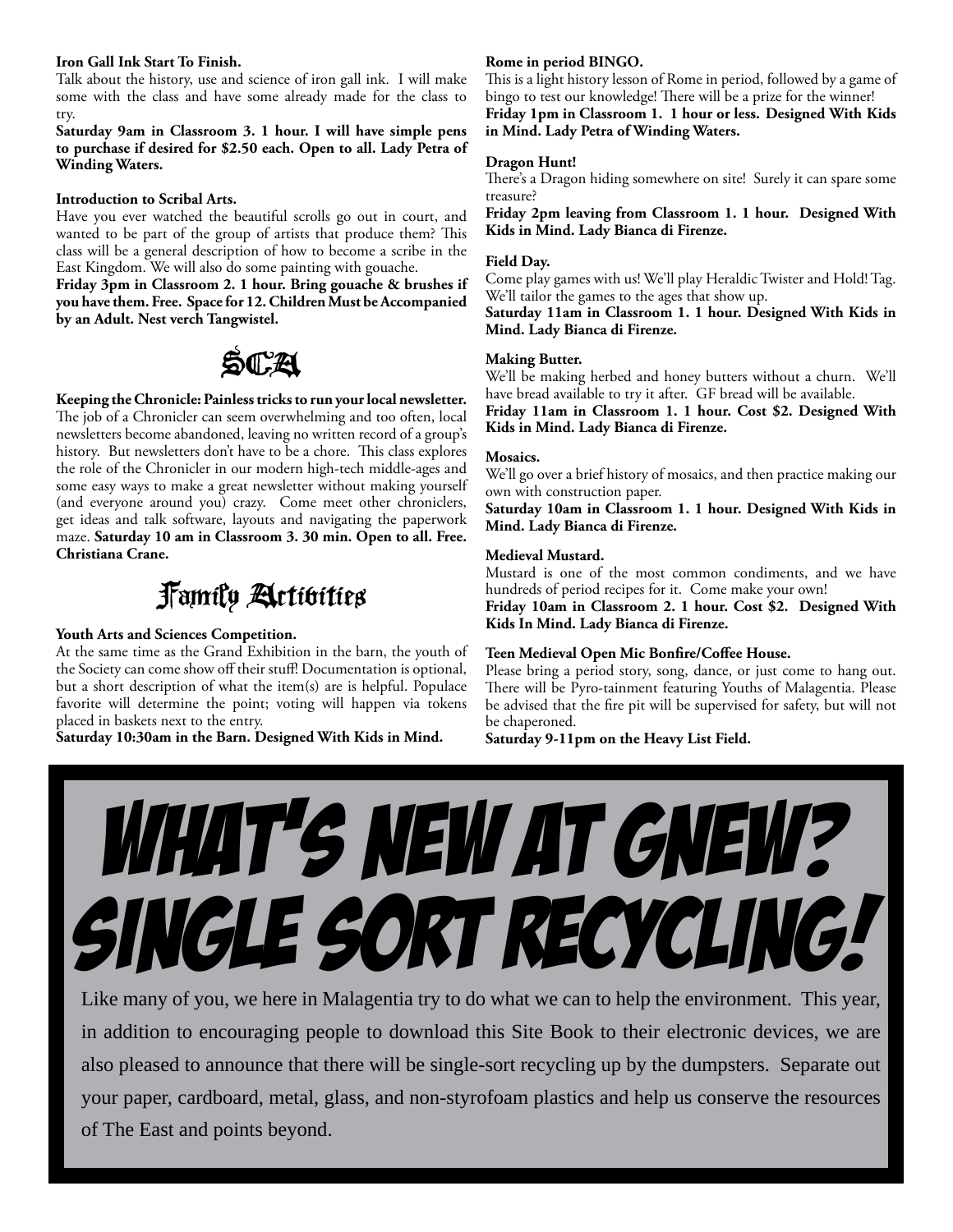**Iron Gall Ink Start To Finish.**
Talk about the history, use and science of iron gall ink. I will make some with the class and have some already made for the class to try.
**Saturday 9am in Classroom 3. 1 hour. I will have simple pens to purchase if desired for $2.50 each. Open to all. Lady Petra of Winding Waters.**

**Introduction to Scribal Arts.**
Have you ever watched the beautiful scrolls go out in court, and wanted to be part of the group of artists that produce them? This class will be a general description of how to become a scribe in the East Kingdom. We will also do some painting with gouache.
**Friday 3pm in Classroom 2. 1 hour. Bring gouache & brushes if you have them. Free. Space for 12. Children Must be Accompanied by an Adult. Nest verch Tangwistel.**

## SCA

**Keeping the Chronicle: Painless tricks to run your local newsletter.** The job of a Chronicler can seem overwhelming and too often, local newsletters become abandoned, leaving no written record of a group's history. But newsletters don't have to be a chore. This class explores the role of the Chronicler in our modern high-tech middle-ages and some easy ways to make a great newsletter without making yourself (and everyone around you) crazy. Come meet other chroniclers, get ideas and talk software, layouts and navigating the paperwork maze. **Saturday 10 am in Classroom 3. 30 min. Open to all. Free. Christiana Crane.**

## Family Activities

**Youth Arts and Sciences Competition.**
At the same time as the Grand Exhibition in the barn, the youth of the Society can come show off their stuff! Documentation is optional, but a short description of what the item(s) are is helpful. Populace favorite will determine the point; voting will happen via tokens placed in baskets next to the entry.
**Saturday 10:30am in the Barn. Designed With Kids in Mind.**

**Rome in period BINGO.**
This is a light history lesson of Rome in period, followed by a game of bingo to test our knowledge! There will be a prize for the winner!
**Friday 1pm in Classroom 1. 1 hour or less. Designed With Kids in Mind. Lady Petra of Winding Waters.**

**Dragon Hunt!**
There's a Dragon hiding somewhere on site! Surely it can spare some treasure?
**Friday 2pm leaving from Classroom 1. 1 hour. Designed With Kids in Mind. Lady Bianca di Firenze.**

**Field Day.**
Come play games with us! We'll play Heraldic Twister and Hold! Tag. We'll tailor the games to the ages that show up.
**Saturday 11am in Classroom 1. 1 hour. Designed With Kids in Mind. Lady Bianca di Firenze.**

**Making Butter.**
We'll be making herbed and honey butters without a churn. We'll have bread available to try it after. GF bread will be available.
**Friday 11am in Classroom 1. 1 hour. Cost $2. Designed With Kids in Mind. Lady Bianca di Firenze.**

**Mosaics.**
We'll go over a brief history of mosaics, and then practice making our own with construction paper.
**Saturday 10am in Classroom 1. 1 hour. Designed With Kids in Mind. Lady Bianca di Firenze.**

**Medieval Mustard.**
Mustard is one of the most common condiments, and we have hundreds of period recipes for it. Come make your own!
**Friday 10am in Classroom 2. 1 hour. Cost $2. Designed With Kids In Mind. Lady Bianca di Firenze.**

**Teen Medieval Open Mic Bonfire/Coffee House.**
Please bring a period story, song, dance, or just come to hang out. There will be Pyro-tainment featuring Youths of Malagentia. Please be advised that the fire pit will be supervised for safety, but will not be chaperoned.
**Saturday 9-11pm on the Heavy List Field.**

# What's New at GNEW? Single Sort Recycling!

Like many of you, we here in Malagentia try to do what we can to help the environment. This year, in addition to encouraging people to download this Site Book to their electronic devices, we are also pleased to announce that there will be single-sort recycling up by the dumpsters. Separate out your paper, cardboard, metal, glass, and non-styrofoam plastics and help us conserve the resources of The East and points beyond.